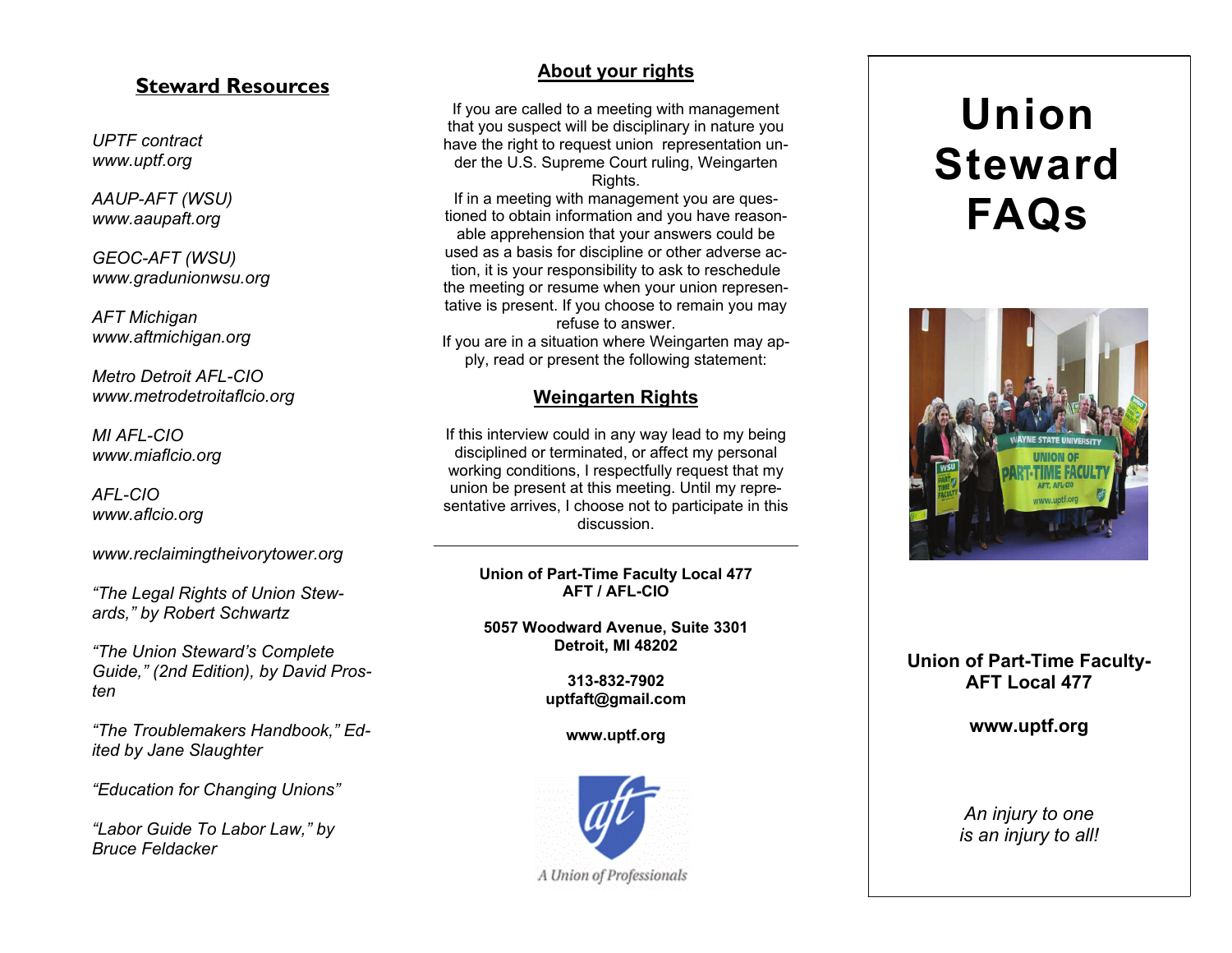## Steward Resources

*UPTF contract*
*www.uptf.org*

*AAUP-AFT (WSU)*
*www.aaupaft.org*

*GEOC-AFT (WSU)*
*www.gradunionwsu.org*

*AFT Michigan*
*www.aftmichigan.org*

*Metro Detroit AFL-CIO*
*www.metrodetroitaflcio.org*

*MI AFL-CIO*
*www.miaflcio.org*

*AFL-CIO*
*www.aflcio.org*

*www.reclaimingtheivorytower.org*

*"The Legal Rights of Union Stewards," by Robert Schwartz*

*"The Union Steward's Complete Guide," (2nd Edition), by David Prosten*

*"The Troublemakers Handbook," Edited by Jane Slaughter*

*"Education for Changing Unions"*

*"Labor Guide To Labor Law," by Bruce Feldacker*

## About your rights

If you are called to a meeting with management that you suspect will be disciplinary in nature you have the right to request union representation under the U.S. Supreme Court ruling, Weingarten Rights.
If in a meeting with management you are questioned to obtain information and you have reasonable apprehension that your answers could be used as a basis for discipline or other adverse action, it is your responsibility to ask to reschedule the meeting or resume when your union representative is present. If you choose to remain you may refuse to answer.
If you are in a situation where Weingarten may apply, read or present the following statement:

## Weingarten Rights

If this interview could in any way lead to my being disciplined or terminated, or affect my personal working conditions, I respectfully request that my union be present at this meeting. Until my representative arrives, I choose not to participate in this discussion.

---

**Union of Part-Time Faculty Local 477**
**AFT / AFL-CIO**

**5057 Woodward Avenue, Suite 3301**
**Detroit, MI 48202**

**313-832-7902**
**uptfaft@gmail.com**

**www.uptf.org**

A Union of Professionals

# Union Steward FAQs

**Union of Part-Time Faculty-AFT Local 477**

**www.uptf.org**

*An injury to one is an injury to all!*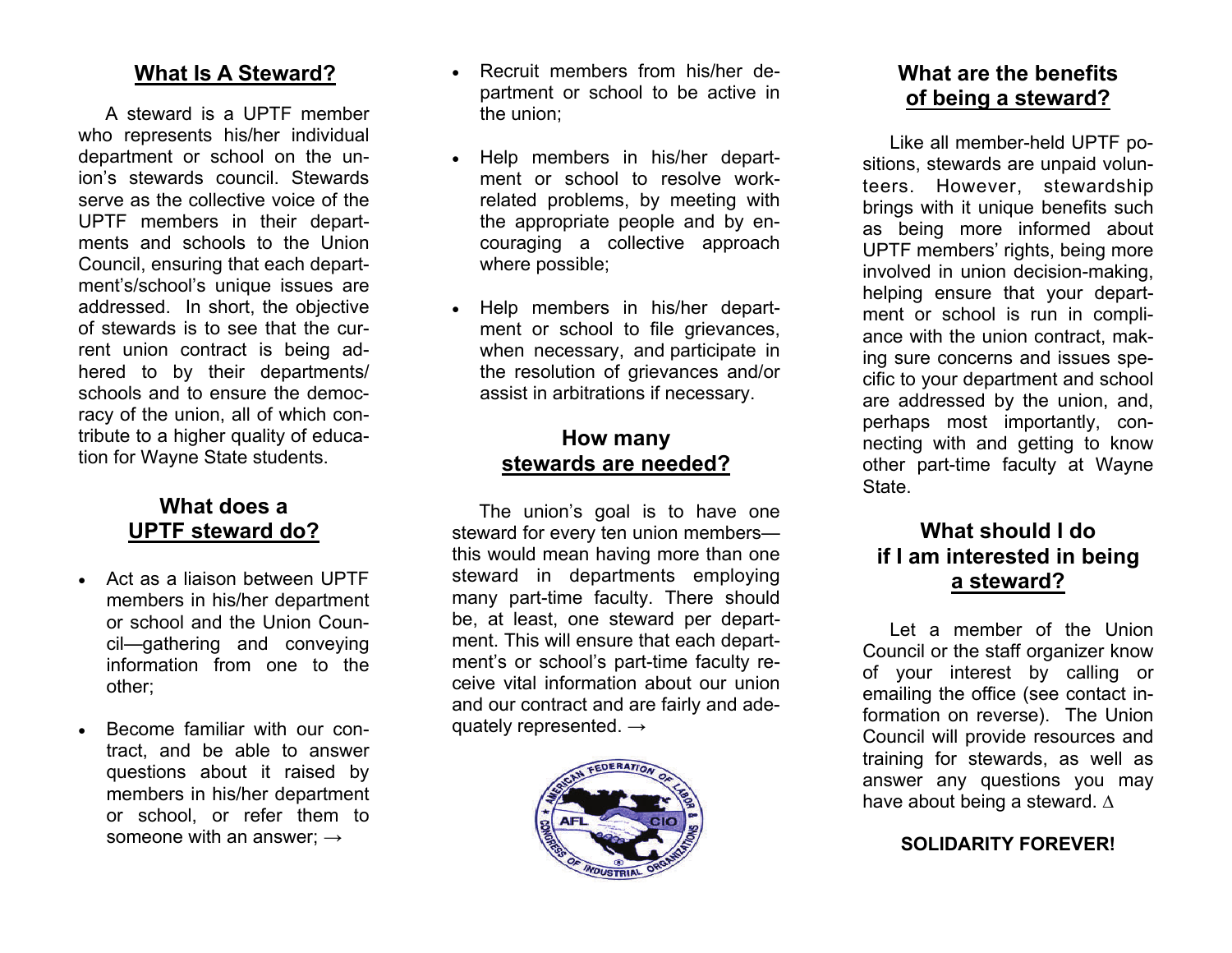## What Is A Steward?

A steward is a UPTF member who represents his/her individual department or school on the union's stewards council. Stewards serve as the collective voice of the UPTF members in their departments and schools to the Union Council, ensuring that each department's/school's unique issues are addressed. In short, the objective of stewards is to see that the current union contract is being adhered to by their departments/schools and to ensure the democracy of the union, all of which contribute to a higher quality of education for Wayne State students.

## What does a UPTF steward do?

- Act as a liaison between UPTF members in his/her department or school and the Union Council—gathering and conveying information from one to the other;
- Become familiar with our contract, and be able to answer questions about it raised by members in his/her department or school, or refer them to someone with an answer; →
- Recruit members from his/her department or school to be active in the union;
- Help members in his/her department or school to resolve work-related problems, by meeting with the appropriate people and by encouraging a collective approach where possible;
- Help members in his/her department or school to file grievances, when necessary, and participate in the resolution of grievances and/or assist in arbitrations if necessary.

## How many stewards are needed?

The union's goal is to have one steward for every ten union members—this would mean having more than one steward in departments employing many part-time faculty. There should be, at least, one steward per department. This will ensure that each department's or school's part-time faculty receive vital information about our union and our contract and are fairly and adequately represented. →

## What are the benefits of being a steward?

Like all member-held UPTF positions, stewards are unpaid volunteers. However, stewardship brings with it unique benefits such as being more informed about UPTF members' rights, being more involved in union decision-making, helping ensure that your department or school is run in compliance with the union contract, making sure concerns and issues specific to your department and school are addressed by the union, and, perhaps most importantly, connecting with and getting to know other part-time faculty at Wayne State.

## What should I do if I am interested in being a steward?

Let a member of the Union Council or the staff organizer know of your interest by calling or emailing the office (see contact information on reverse). The Union Council will provide resources and training for stewards, as well as answer any questions you may have about being a steward. ∆

**SOLIDARITY FOREVER!**